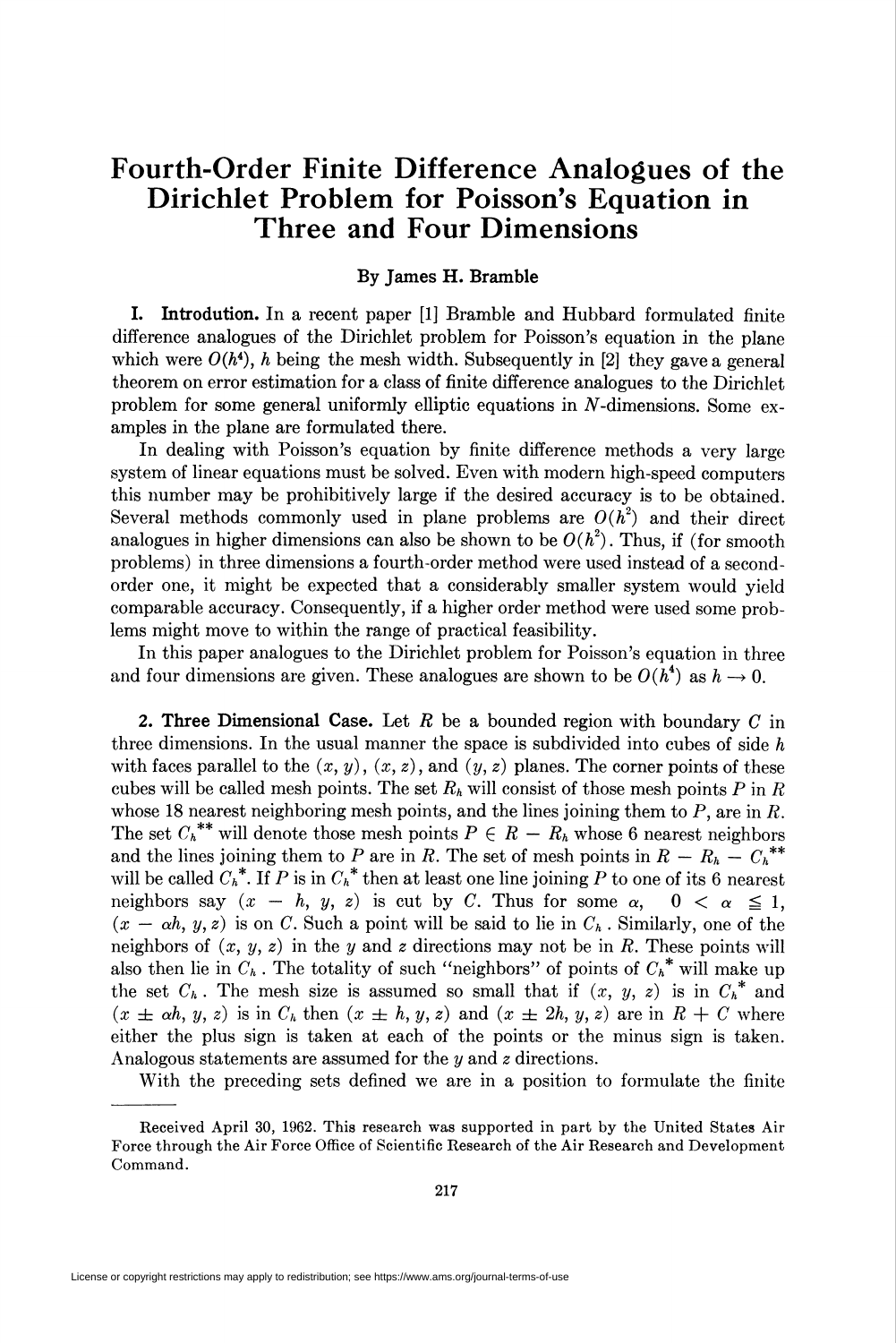# Fourth-Order Finite Difference Analogues of the Dirichlet Problem for Poisson's Equation in Three and Four Dimensions

**By James H. Bramble**

**I. Introdution.** In a recent paper [1] Bramble and Hubbard formulated finite difference analogues of the Dirichlet problem for Poisson's equation in the plane which were $O(h^4)$, $h$ being the mesh width. Subsequently in [2] they gave a general theorem on error estimation for a class of finite difference analogues to the Dirichlet problem for some general uniformly elliptic equations in $N$-dimensions. Some examples in the plane are formulated there.

In dealing with Poisson's equation by finite difference methods a very large system of linear equations must be solved. Even with modern high-speed computers this number may be prohibitively large if the desired accuracy is to be obtained. Several methods commonly used in plane problems are $O(h^2)$ and their direct analogues in higher dimensions can also be shown to be $O(h^2)$. Thus, if (for smooth problems) in three dimensions a fourth-order method were used instead of a second-order one, it might be expected that a considerably smaller system would yield comparable accuracy. Consequently, if a higher order method were used some problems might move to within the range of practical feasibility.

In this paper analogues to the Dirichlet problem for Poisson's equation in three and four dimensions are given. These analogues are shown to be $O(h^4)$ as $h \to 0$.

**2. Three Dimensional Case.** Let $R$ be a bounded region with boundary $C$ in three dimensions. In the usual manner the space is subdivided into cubes of side $h$ with faces parallel to the $(x, y)$, $(x, z)$, and $(y, z)$ planes. The corner points of these cubes will be called mesh points. The set $R_h$ will consist of those mesh points $P$ in $R$ whose 18 nearest neighboring mesh points, and the lines joining them to $P$, are in $R$. The set $C_h^{**}$ will denote those mesh points $P \in R - R_h$ whose 6 nearest neighbors and the lines joining them to $P$ are in $R$. The set of mesh points in $R - R_h - C_h^{**}$ will be called $C_h^*$. If $P$ is in $C_h^*$ then at least one line joining $P$ to one of its 6 nearest neighbors say $(x - h, y, z)$ is cut by $C$. Thus for some $\alpha$, $0 < \alpha \leqq 1$, $(x - \alpha h, y, z)$ is on $C$. Such a point will be said to lie in $C_h$. Similarly, one of the neighbors of $(x, y, z)$ in the $y$ and $z$ directions may not be in $R$. These points will also then lie in $C_h$. The totality of such "neighbors" of points of $C_h^*$ will make up the set $C_h$. The mesh size is assumed so small that if $(x, y, z)$ is in $C_h^*$ and $(x \pm \alpha h, y, z)$ is in $C_h$ then $(x \pm h, y, z)$ and $(x \pm 2h, y, z)$ are in $R + C$ where either the plus sign is taken at each of the points or the minus sign is taken. Analogous statements are assumed for the $y$ and $z$ directions.

With the preceding sets defined we are in a position to formulate the finite

---

Received April 30, 1962. This research was supported in part by the United States Air Force through the Air Force Office of Scientific Research of the Air Research and Development Command.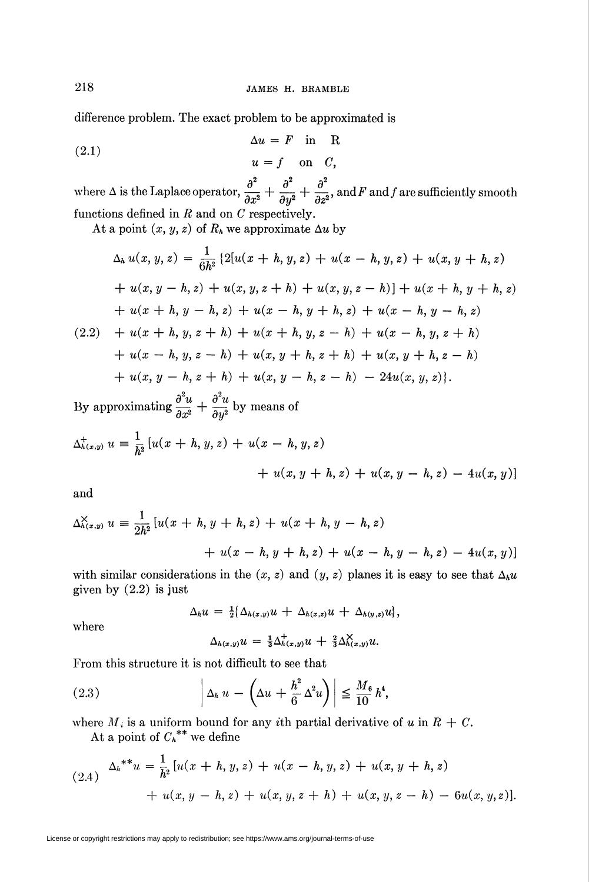difference problem. The exact problem to be approximated is

$$
\begin{aligned}
\Delta u &= F \quad \text{in} \quad R \\
u &= f \quad \text{on} \quad C,
\end{aligned}
\tag{2.1}
$$

where $\Delta$ is the Laplace operator, $\frac{\partial^2}{\partial x^2} + \frac{\partial^2}{\partial y^2} + \frac{\partial^2}{\partial z^2}$, and $F$ and $f$ are sufficiently smooth functions defined in $R$ and on $C$ respectively.

At a point $(x, y, z)$ of $R_h$ we approximate $\Delta u$ by

$$
\begin{aligned}
\Delta_h u(x, y, z) = \frac{1}{6h^2} \{ &2[u(x+h, y, z) + u(x-h, y, z) + u(x, y+h, z) \\
&+ u(x, y-h, z) + u(x, y, z+h) + u(x, y, z-h)] + u(x+h, y+h, z) \\
&+ u(x+h, y-h, z) + u(x-h, y+h, z) + u(x-h, y-h, z) \\
&+ u(x+h, y, z+h) + u(x+h, y, z-h) + u(x-h, y, z+h) \\
&+ u(x-h, y, z-h) + u(x, y+h, z+h) + u(x, y+h, z-h) \\
&+ u(x, y-h, z+h) + u(x, y-h, z-h) - 24u(x, y, z)\}.
\end{aligned}
\tag{2.2}
$$

By approximating $\frac{\partial^2 u}{\partial x^2} + \frac{\partial^2 u}{\partial y^2}$ by means of

$$
\Delta^{+}_{h(x,y)} u \equiv \frac{1}{h^2} [u(x+h, y, z) + u(x-h, y, z) + u(x, y+h, z) + u(x, y-h, z) - 4u(x, y)]
$$

and

$$
\Delta^{\times}_{h(x,y)} u \equiv \frac{1}{2h^2} [u(x+h, y+h, z) + u(x+h, y-h, z) + u(x-h, y+h, z) + u(x-h, y-h, z) - 4u(x, y)]
$$

with similar considerations in the $(x, z)$ and $(y, z)$ planes it is easy to see that $\Delta_h u$ given by (2.2) is just

$$
\Delta_h u = \tfrac{1}{2} \{ \Delta_{h(x,y)} u + \Delta_{h(x,z)} u + \Delta_{h(y,z)} u \},
$$

where

$$
\Delta_{h(x,y)} u = \tfrac{1}{3} \Delta^{+}_{h(x,y)} u + \tfrac{2}{3} \Delta^{\times}_{h(x,y)} u.
$$

From this structure it is not difficult to see that

$$
\left| \Delta_h u - \left( \Delta u + \frac{h^2}{6} \Delta^2 u \right) \right| \leqq \frac{M_6}{10} h^4,
\tag{2.3}
$$

where $M_i$ is a uniform bound for any $i$th partial derivative of $u$ in $R + C$.

At a point of $C_h^{**}$ we define

$$
\Delta_h^{**} u = \frac{1}{h^2} [u(x+h, y, z) + u(x-h, y, z) + u(x, y+h, z) + u(x, y-h, z) + u(x, y, z+h) + u(x, y, z-h) - 6u(x, y, z)].
\tag{2.4}
$$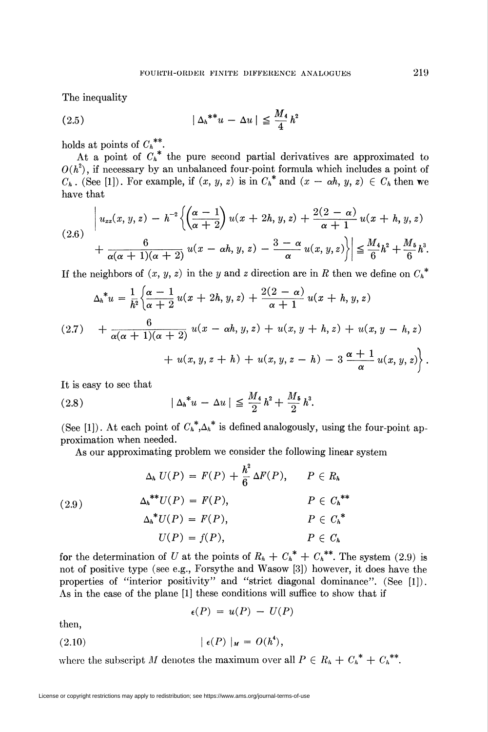The inequality

$$|\Delta_h^{**}u - \Delta u| \leqq \frac{M_4}{4} h^2 \tag{2.5}$$

holds at points of $C_h^{**}$.

At a point of $C_h^*$ the pure second partial derivatives are approximated to $O(h^2)$, if necessary by an unbalanced four-point formula which includes a point of $C_h$. (See [1]). For example, if $(x, y, z)$ is in $C_h^*$ and $(x - \alpha h, y, z) \in C_h$ then we have that

$$\begin{aligned} \Bigg| u_{xx}(x, y, z) - h^{-2}\Bigg\{\left(\frac{\alpha - 1}{\alpha + 2}\right) u(x + 2h, y, z) + \frac{2(2 - \alpha)}{\alpha + 1} u(x + h, y, z) \\ + \frac{6}{\alpha(\alpha + 1)(\alpha + 2)} u(x - \alpha h, y, z) - \frac{3 - \alpha}{\alpha} u(x, y, z)\Bigg\}\Bigg| \leqq \frac{M_4}{6} h^2 + \frac{M_5}{6} h^3. \end{aligned} \tag{2.6}$$

If the neighbors of $(x, y, z)$ in the $y$ and $z$ direction are in $R$ then we define on $C_h^*$

$$\begin{aligned} \Delta_h^* u = \frac{1}{h^2}\Bigg\{&\frac{\alpha - 1}{\alpha + 2} u(x + 2h, y, z) + \frac{2(2 - \alpha)}{\alpha + 1} u(x + h, y, z) \\ &+ \frac{6}{\alpha(\alpha + 1)(\alpha + 2)} u(x - \alpha h, y, z) + u(x, y + h, z) + u(x, y - h, z) \\ &+ u(x, y, z + h) + u(x, y, z - h) - 3\,\frac{\alpha + 1}{\alpha} u(x, y, z)\Bigg\}. \end{aligned} \tag{2.7}$$

It is easy to see that

$$|\Delta_h^* u - \Delta u| \leqq \frac{M_4}{2} h^2 + \frac{M_5}{2} h^3. \tag{2.8}$$

(See [1]). At each point of $C_h^*$, $\Delta_h^*$ is defined analogously, using the four-point approximation when needed.

As our approximating problem we consider the following linear system

$$\begin{aligned} \Delta_h U(P) &= F(P) + \frac{h^2}{6} \Delta F(P), & P &\in R_h \\ \Delta_h^{**} U(P) &= F(P), & P &\in C_h^{**} \\ \Delta_h^* U(P) &= F(P), & P &\in C_h^* \\ U(P) &= f(P), & P &\in C_h \end{aligned} \tag{2.9}$$

for the determination of $U$ at the points of $R_h + C_h^* + C_h^{**}$. The system (2.9) is not of positive type (see e.g., Forsythe and Wasow [3]) however, it does have the properties of "interior positivity" and "strict diagonal dominance". (See [1]). As in the case of the plane [1] these conditions will suffice to show that if

$$\epsilon(P) = u(P) - U(P)$$

then,

$$|\epsilon(P)|_M = O(h^4), \tag{2.10}$$

where the subscript $M$ denotes the maximum over all $P \in R_h + C_h^* + C_h^{**}$.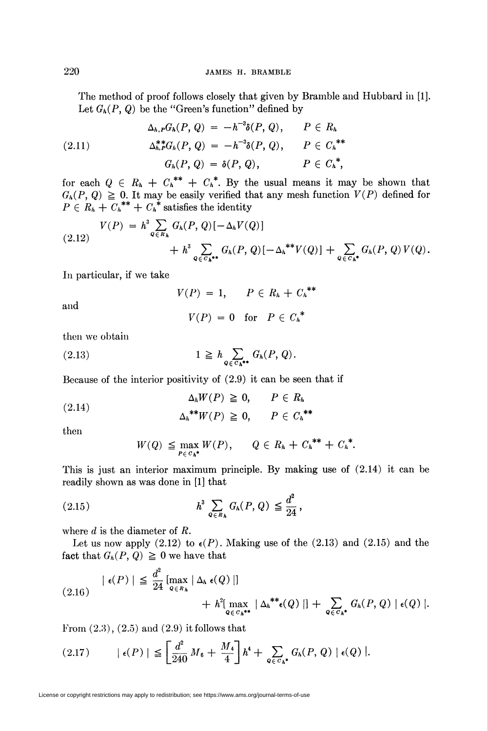The method of proof follows closely that given by Bramble and Hubbard in [1]. Let $G_h(P, Q)$ be the "Green's function" defined by

$$
\begin{aligned}
\Delta_{h,P} G_h(P, Q) &= -h^{-3}\delta(P, Q), \qquad P \in R_h \\
\Delta_{h,P}^{**} G_h(P, Q) &= -h^{-3}\delta(P, Q), \qquad P \in C_h^{**} \\
G_h(P, Q) &= \delta(P, Q), \qquad\qquad P \in C_h^{*},
\end{aligned} \tag{2.11}
$$

for each $Q \in R_h + C_h^{**} + C_h^{*}$. By the usual means it may be shown that $G_h(P, Q) \geqq 0$. It may be easily verified that any mesh function $V(P)$ defined for $P \in R_h + C_h^{**} + C_h^{*}$ satisfies the identity

$$
\begin{aligned}
V(P) = h^3 \sum_{Q \in R_h} G_h(P, Q)[-\Delta_h V(Q)] \\
+ h^3 \sum_{Q \in C_h^{**}} G_h(P, Q)[-\Delta_h^{**} V(Q)] + \sum_{Q \in C_h^{*}} G_h(P, Q) V(Q).
\end{aligned} \tag{2.12}
$$

In particular, if we take

$$V(P) = 1, \qquad P \in R_h + C_h^{**}$$

and

$$V(P) = 0 \quad \text{for} \quad P \in C_h^{*}$$

then we obtain

$$1 \geqq h \sum_{Q \in C_h^{**}} G_h(P, Q). \tag{2.13}$$

Because of the interior positivity of (2.9) it can be seen that if

$$
\begin{aligned}
\Delta_h W(P) &\geqq 0, \qquad P \in R_h \\
\Delta_h^{**} W(P) &\geqq 0, \qquad P \in C_h^{**}
\end{aligned} \tag{2.14}
$$

then

$$W(Q) \leqq \max_{P \in C_h^{*}} W(P), \qquad Q \in R_h + C_h^{**} + C_h^{*}.$$

This is just an interior maximum principle. By making use of (2.14) it can be readily shown as was done in [1] that

$$h^3 \sum_{Q \in R_h} G_h(P, Q) \leqq \frac{d^2}{24}, \tag{2.15}$$

where $d$ is the diameter of $R$.

Let us now apply (2.12) to $\epsilon(P)$. Making use of the (2.13) and (2.15) and the fact that $G_h(P, Q) \geqq 0$ we have that

$$
\begin{aligned}
| \epsilon(P) | \leqq \frac{d^2}{24} [\max_{Q \in R_h} | \Delta_h \epsilon(Q) |] \\
+ h^2 [\max_{Q \in C_h^{**}} | \Delta_h^{**} \epsilon(Q) |] + \sum_{Q \in C_h^{*}} G_h(P, Q) | \epsilon(Q) |.
\end{aligned} \tag{2.16}
$$

From (2.3), (2.5) and (2.9) it follows that

$$| \epsilon(P) | \leqq \left[ \frac{d^2}{240} M_6 + \frac{M_4}{4} \right] h^4 + \sum_{Q \in C_h^{*}} G_h(P, Q) | \epsilon(Q) |. \tag{2.17}$$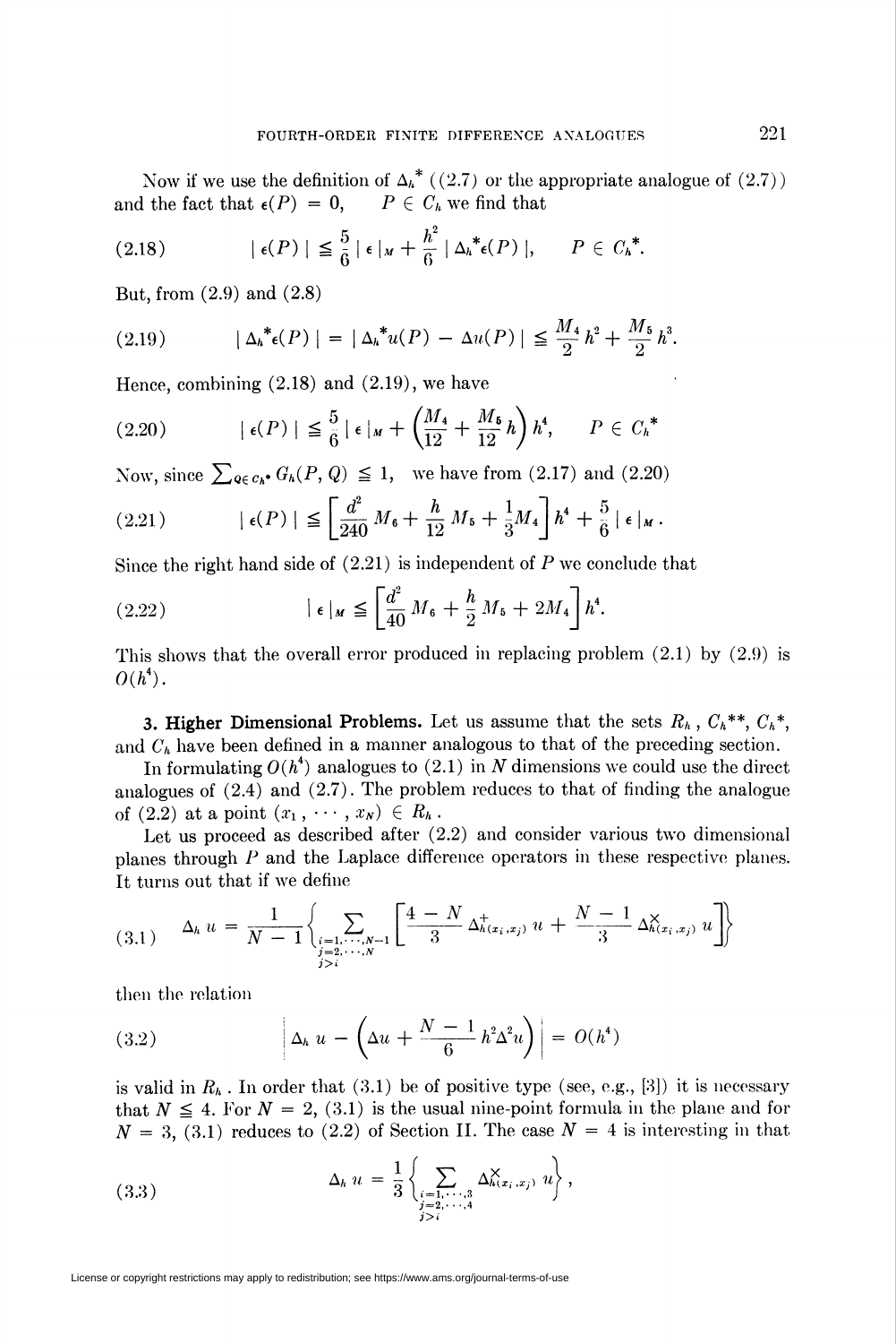Now if we use the definition of $\Delta_h^*$ ((2.7) or the appropriate analogue of (2.7)) and the fact that $\epsilon(P) = 0, \quad P \in C_h$ we find that

$$(2.18) \qquad | \epsilon(P) | \leqq \frac{5}{6} | \epsilon |_M + \frac{h^2}{6} | \Delta_h^* \epsilon(P) |, \qquad P \in C_h^*.$$

But, from (2.9) and (2.8)

$$(2.19) \qquad | \Delta_h^* \epsilon(P) | = | \Delta_h^* u(P) - \Delta u(P) | \leqq \frac{M_4}{2} h^2 + \frac{M_5}{2} h^3.$$

Hence, combining (2.18) and (2.19), we have

$$(2.20) \qquad | \epsilon(P) | \leqq \frac{5}{6} | \epsilon |_M + \left( \frac{M_4}{12} + \frac{M_5}{12} h \right) h^4, \qquad P \in C_h^*$$

Now, since $\sum_{Q \in C_h^*} G_h(P, Q) \leqq 1$, we have from (2.17) and (2.20)

$$(2.21) \qquad | \epsilon(P) | \leqq \left[ \frac{d^2}{240} M_6 + \frac{h}{12} M_5 + \frac{1}{3} M_4 \right] h^4 + \frac{5}{6} | \epsilon |_M .$$

Since the right hand side of (2.21) is independent of $P$ we conclude that

$$(2.22) \qquad | \epsilon |_M \leqq \left[ \frac{d^2}{40} M_6 + \frac{h}{2} M_5 + 2 M_4 \right] h^4.$$

This shows that the overall error produced in replacing problem (2.1) by (2.9) is $O(h^4)$.

**3. Higher Dimensional Problems.** Let us assume that the sets $R_h$, $C_h^{**}$, $C_h^*$, and $C_h$ have been defined in a manner analogous to that of the preceding section.

In formulating $O(h^4)$ analogues to (2.1) in $N$ dimensions we could use the direct analogues of (2.4) and (2.7). The problem reduces to that of finding the analogue of (2.2) at a point $(x_1, \cdots, x_N) \in R_h$.

Let us proceed as described after (2.2) and consider various two dimensional planes through $P$ and the Laplace difference operators in these respective planes. It turns out that if we define

$$(3.1) \qquad \Delta_h u = \frac{1}{N-1} \left\{ \sum_{\substack{i=1,\cdots,N-1 \\ j=2,\cdots,N \\ j>i}} \left[ \frac{4-N}{3} \Delta^{+}_{h(x_i, x_j)} u + \frac{N-1}{3} \Delta^{\times}_{h(x_i, x_j)} u \right] \right\}$$

then the relation

$$(3.2) \qquad \left| \Delta_h u - \left( \Delta u + \frac{N-1}{6} h^2 \Delta^2 u \right) \right| = O(h^4)$$

is valid in $R_h$. In order that (3.1) be of positive type (see, e.g., [3]) it is necessary that $N \leqq 4$. For $N = 2$, (3.1) is the usual nine-point formula in the plane and for $N = 3$, (3.1) reduces to (2.2) of Section II. The case $N = 4$ is interesting in that

$$(3.3) \qquad \Delta_h u = \frac{1}{3} \left\{ \sum_{\substack{i=1,\cdots,3 \\ j=2,\cdots,4 \\ j>i}} \Delta^{\times}_{h(x_i, x_j)} u \right\},$$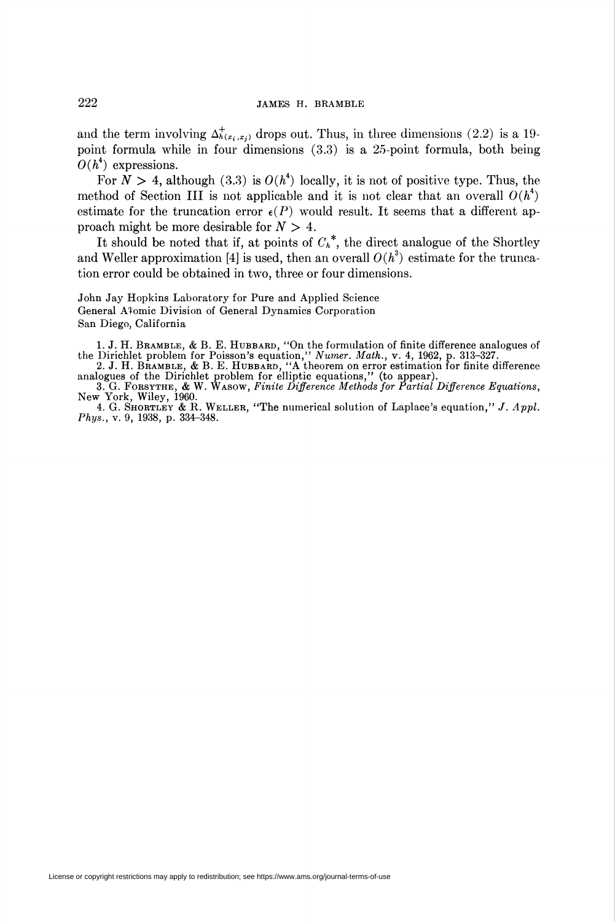and the term involving $\Delta^{+}_{h(x_i, x_j)}$ drops out. Thus, in three dimensions (2.2) is a 19-point formula while in four dimensions (3.3) is a 25-point formula, both being $O(h^4)$ expressions.

For $N > 4$, although (3.3) is $O(h^4)$ locally, it is not of positive type. Thus, the method of Section III is not applicable and it is not clear that an overall $O(h^4)$ estimate for the truncation error $\epsilon(P)$ would result. It seems that a different approach might be more desirable for $N > 4$.

It should be noted that if, at points of $C_h^*$, the direct analogue of the Shortley and Weller approximation [4] is used, then an overall $O(h^3)$ estimate for the truncation error could be obtained in two, three or four dimensions.

John Jay Hopkins Laboratory for Pure and Applied Science
General Atomic Division of General Dynamics Corporation
San Diego, California

1. J. H. Bramble, & B. E. Hubbard, "On the formulation of finite difference analogues of the Dirichlet problem for Poisson's equation," *Numer. Math.*, v. 4, 1962, p. 313–327.
2. J. H. Bramble, & B. E. Hubbard, "A theorem on error estimation for finite difference analogues of the Dirichlet problem for elliptic equations," (to appear).
3. G. Forsythe, & W. Wasow, *Finite Difference Methods for Partial Difference Equations*, New York, Wiley, 1960.
4. G. Shortley & R. Weller, "The numerical solution of Laplace's equation," *J. Appl. Phys.*, v. 9, 1938, p. 334–348.